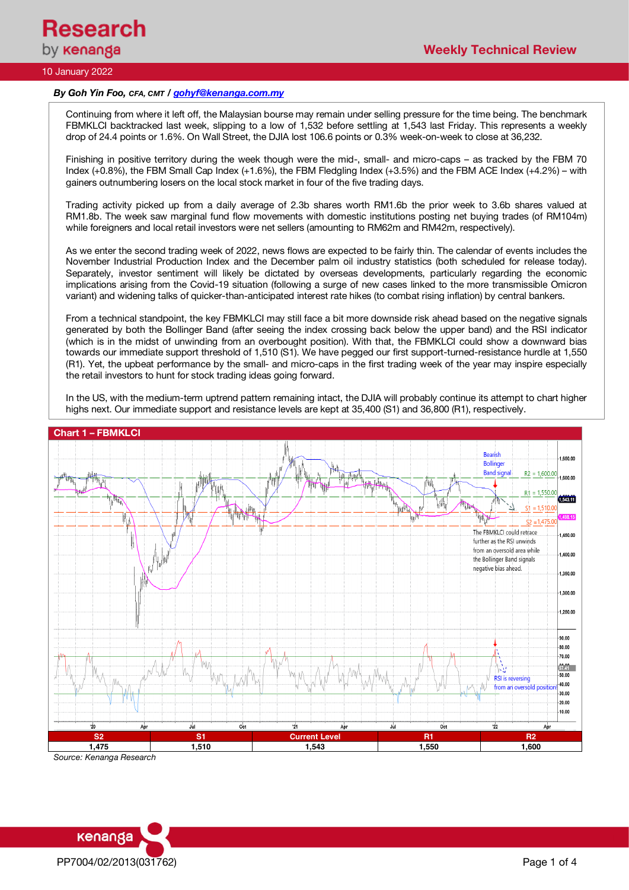# Weekly Technical Review

10 January 2022

***By Goh Yin Foo**, CFA, CMT / gohyf@kenanga.com.my*

Continuing from where it left off, the Malaysian bourse may remain under selling pressure for the time being. The benchmark FBMKLCI backtracked last week, slipping to a low of 1,532 before settling at 1,543 last Friday. This represents a weekly drop of 24.4 points or 1.6%. On Wall Street, the DJIA lost 106.6 points or 0.3% week-on-week to close at 36,232.

Finishing in positive territory during the week though were the mid-, small- and micro-caps – as tracked by the FBM 70 Index (+0.8%), the FBM Small Cap Index (+1.6%), the FBM Fledgling Index (+3.5%) and the FBM ACE Index (+4.2%) – with gainers outnumbering losers on the local stock market in four of the five trading days.

Trading activity picked up from a daily average of 2.3b shares worth RM1.6b the prior week to 3.6b shares valued at RM1.8b. The week saw marginal fund flow movements with domestic institutions posting net buying trades (of RM104m) while foreigners and local retail investors were net sellers (amounting to RM62m and RM42m, respectively).

As we enter the second trading week of 2022, news flows are expected to be fairly thin. The calendar of events includes the November Industrial Production Index and the December palm oil industry statistics (both scheduled for release today). Separately, investor sentiment will likely be dictated by overseas developments, particularly regarding the economic implications arising from the Covid-19 situation (following a surge of new cases linked to the more transmissible Omicron variant) and widening talks of quicker-than-anticipated interest rate hikes (to combat rising inflation) by central bankers.

From a technical standpoint, the key FBMKLCI may still face a bit more downside risk ahead based on the negative signals generated by both the Bollinger Band (after seeing the index crossing back below the upper band) and the RSI indicator (which is in the midst of unwinding from an overbought position). With that, the FBMKLCI could show a downward bias towards our immediate support threshold of 1,510 (S1). We have pegged our first support-turned-resistance hurdle at 1,550 (R1). Yet, the upbeat performance by the small- and micro-caps in the first trading week of the year may inspire especially the retail investors to hunt for stock trading ideas going forward.

In the US, with the medium-term uptrend pattern remaining intact, the DJIA will probably continue its attempt to chart higher highs next. Our immediate support and resistance levels are kept at 35,400 (S1) and 36,800 (R1), respectively.

**Chart 1 – FBMKLCI**

| S2 | S1 | Current Level | R1 | R2 |
|---|---|---|---|---|
| 1,475 | 1,510 | 1,543 | 1,550 | 1,600 |

*Source: Kenanga Research*

PP7004/02/2013(031762)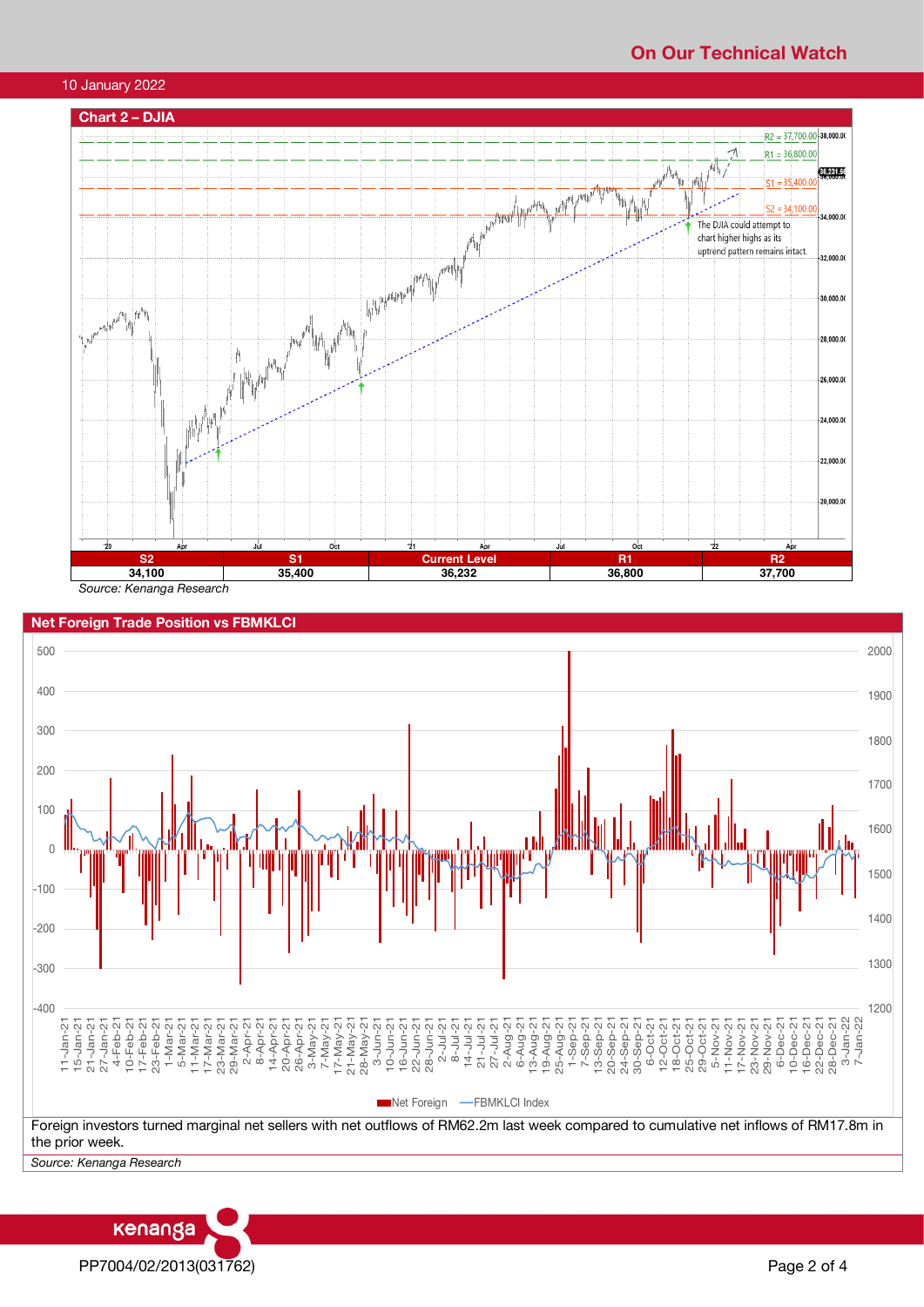## Chart 2 – DJIA

| S2 | S1 | Current Level | R1 | R2 |
|---|---|---|---|---|
| 34,100 | 35,400 | 36,232 | 36,800 | 37,700 |

*Source: Kenanga Research*

## Net Foreign Trade Position vs FBMKLCI

Foreign investors turned marginal net sellers with net outflows of RM62.2m last week compared to cumulative net inflows of RM17.8m in the prior week.

*Source: Kenanga Research*

PP7004/02/2013(031762)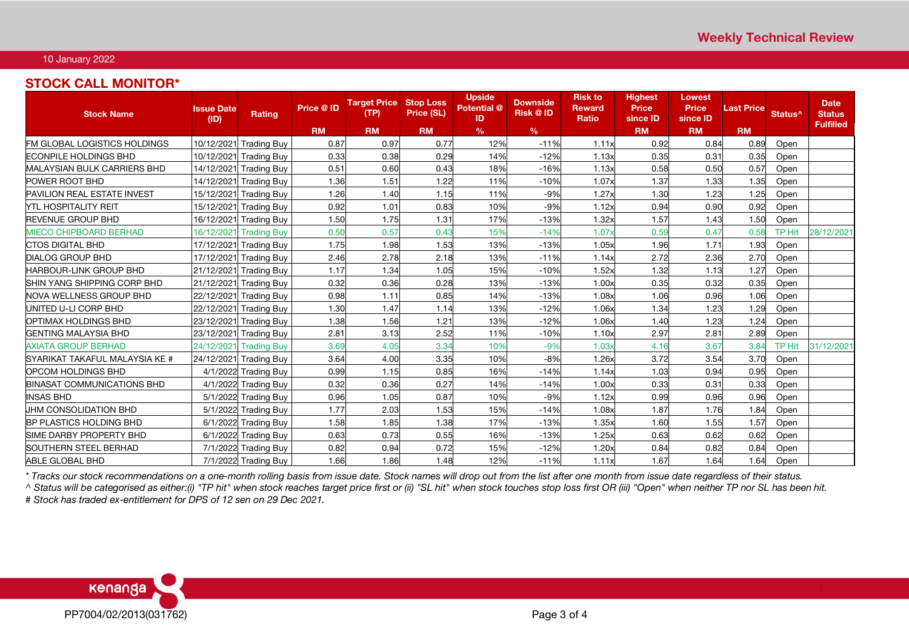## STOCK CALL MONITOR*

| Stock Name | Issue Date (ID) | Rating | Price @ ID | Target Price (TP) | Stop Loss Price (SL) | Upside Potential @ ID | Downside Risk @ ID | Risk to Reward Ratio | Highest Price since ID | Lowest Price since ID | Last Price | Status^ | Date Status Fulfilled |
|---|---|---|---|---|---|---|---|---|---|---|---|---|---|
| | | | RM | RM | RM | % | % | | RM | RM | RM | | |
| FM GLOBAL LOGISTICS HOLDINGS | 10/12/2021 | Trading Buy | 0.87 | 0.97 | 0.77 | 12% | -11% | 1.11x | 0.92 | 0.84 | 0.89 | Open | |
| ECONPILE HOLDINGS BHD | 10/12/2021 | Trading Buy | 0.33 | 0.38 | 0.29 | 14% | -12% | 1.13x | 0.35 | 0.31 | 0.35 | Open | |
| MALAYSIAN BULK CARRIERS BHD | 14/12/2021 | Trading Buy | 0.51 | 0.60 | 0.43 | 18% | -16% | 1.13x | 0.58 | 0.50 | 0.57 | Open | |
| POWER ROOT BHD | 14/12/2021 | Trading Buy | 1.36 | 1.51 | 1.22 | 11% | -10% | 1.07x | 1.37 | 1.33 | 1.35 | Open | |
| PAVILION REAL ESTATE INVEST | 15/12/2021 | Trading Buy | 1.26 | 1.40 | 1.15 | 11% | -9% | 1.27x | 1.30 | 1.23 | 1.25 | Open | |
| YTL HOSPITALITY REIT | 15/12/2021 | Trading Buy | 0.92 | 1.01 | 0.83 | 10% | -9% | 1.12x | 0.94 | 0.90 | 0.92 | Open | |
| REVENUE GROUP BHD | 16/12/2021 | Trading Buy | 1.50 | 1.75 | 1.31 | 17% | -13% | 1.32x | 1.57 | 1.43 | 1.50 | Open | |
| MIECO CHIPBOARD BERHAD | 16/12/2021 | Trading Buy | 0.50 | 0.57 | 0.43 | 15% | -14% | 1.07x | 0.59 | 0.47 | 0.58 | TP Hit | 28/12/2021 |
| CTOS DIGITAL BHD | 17/12/2021 | Trading Buy | 1.75 | 1.98 | 1.53 | 13% | -13% | 1.05x | 1.96 | 1.71 | 1.93 | Open | |
| DIALOG GROUP BHD | 17/12/2021 | Trading Buy | 2.46 | 2.78 | 2.18 | 13% | -11% | 1.14x | 2.72 | 2.36 | 2.70 | Open | |
| HARBOUR-LINK GROUP BHD | 21/12/2021 | Trading Buy | 1.17 | 1.34 | 1.05 | 15% | -10% | 1.52x | 1.32 | 1.13 | 1.27 | Open | |
| SHIN YANG SHIPPING CORP BHD | 21/12/2021 | Trading Buy | 0.32 | 0.36 | 0.28 | 13% | -13% | 1.00x | 0.35 | 0.32 | 0.35 | Open | |
| NOVA WELLNESS GROUP BHD | 22/12/2021 | Trading Buy | 0.98 | 1.11 | 0.85 | 14% | -13% | 1.08x | 1.06 | 0.96 | 1.06 | Open | |
| UNITED U-LI CORP BHD | 22/12/2021 | Trading Buy | 1.30 | 1.47 | 1.14 | 13% | -12% | 1.06x | 1.34 | 1.23 | 1.29 | Open | |
| OPTIMAX HOLDINGS BHD | 23/12/2021 | Trading Buy | 1.38 | 1.56 | 1.21 | 13% | -12% | 1.06x | 1.40 | 1.23 | 1.24 | Open | |
| GENTING MALAYSIA BHD | 23/12/2021 | Trading Buy | 2.81 | 3.13 | 2.52 | 11% | -10% | 1.10x | 2.97 | 2.81 | 2.89 | Open | |
| AXIATA GROUP BERHAD | 24/12/2021 | Trading Buy | 3.69 | 4.05 | 3.34 | 10% | -9% | 1.03x | 4.16 | 3.67 | 3.84 | TP Hit | 31/12/2021 |
| SYARIKAT TAKAFUL MALAYSIA KE # | 24/12/2021 | Trading Buy | 3.64 | 4.00 | 3.35 | 10% | -8% | 1.26x | 3.72 | 3.54 | 3.70 | Open | |
| OPCOM HOLDINGS BHD | 4/1/2022 | Trading Buy | 0.99 | 1.15 | 0.85 | 16% | -14% | 1.14x | 1.03 | 0.94 | 0.95 | Open | |
| BINASAT COMMUNICATIONS BHD | 4/1/2022 | Trading Buy | 0.32 | 0.36 | 0.27 | 14% | -14% | 1.00x | 0.33 | 0.31 | 0.33 | Open | |
| INSAS BHD | 5/1/2022 | Trading Buy | 0.96 | 1.05 | 0.87 | 10% | -9% | 1.12x | 0.99 | 0.96 | 0.96 | Open | |
| UHM CONSOLIDATION BHD | 5/1/2022 | Trading Buy | 1.77 | 2.03 | 1.53 | 15% | -14% | 1.08x | 1.87 | 1.76 | 1.84 | Open | |
| BP PLASTICS HOLDING BHD | 6/1/2022 | Trading Buy | 1.58 | 1.85 | 1.38 | 17% | -13% | 1.35x | 1.60 | 1.55 | 1.57 | Open | |
| SIME DARBY PROPERTY BHD | 6/1/2022 | Trading Buy | 0.63 | 0.73 | 0.55 | 16% | -13% | 1.25x | 0.63 | 0.62 | 0.62 | Open | |
| SOUTHERN STEEL BERHAD | 7/1/2022 | Trading Buy | 0.82 | 0.94 | 0.72 | 15% | -12% | 1.20x | 0.84 | 0.82 | 0.84 | Open | |
| ABLE GLOBAL BHD | 7/1/2022 | Trading Buy | 1.66 | 1.86 | 1.48 | 12% | -11% | 1.11x | 1.67 | 1.64 | 1.64 | Open | |

*\* Tracks our stock recommendations on a one-month rolling basis from issue date. Stock names will drop out from the list after one month from issue date regardless of their status.*

*^ Status will be categorised as either:(i) "TP hit" when stock reaches target price first or (ii) "SL hit" when stock touches stop loss first OR (iii) "Open" when neither TP nor SL has been hit.*

*# Stock has traded ex-entitlement for DPS of 12 sen on 29 Dec 2021.*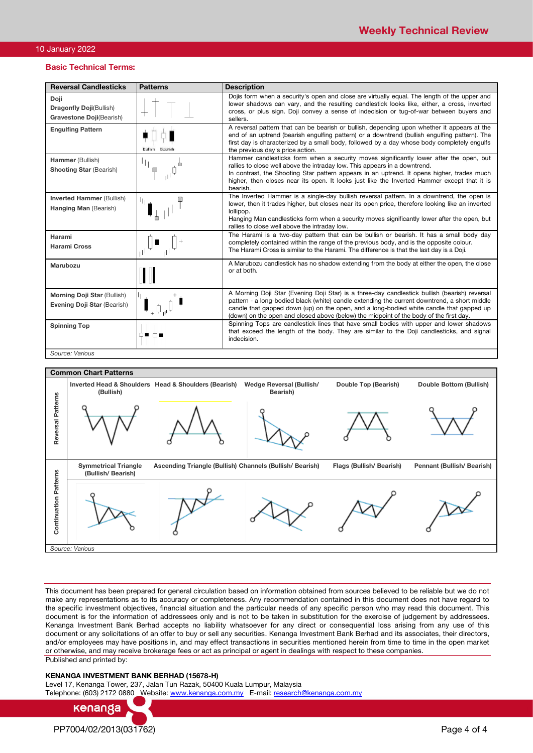## Basic Technical Terms:

| Reversal Candlesticks | Patterns | Description |
|---|---|---|
| **Doji**<br>**Dragonfly Doji**(Bullish)<br>**Gravestone Doji**(Bearish) | | Dojis form when a security's open and close are virtually equal. The length of the upper and lower shadows can vary, and the resulting candlestick looks like, either, a cross, inverted cross, or plus sign. Doji convey a sense of indecision or tug-of-war between buyers and sellers. |
| **Engulfing Pattern** | | A reversal pattern that can be bearish or bullish, depending upon whether it appears at the end of an uptrend (bearish engulfing pattern) or a downtrend (bullish engulfing pattern). The first day is characterized by a small body, followed by a day whose body completely engulfs the previous day's price action. |
| **Hammer** (Bullish)<br>**Shooting Star** (Bearish) | | Hammer candlesticks form when a security moves significantly lower after the open, but rallies to close well above the intraday low. This appears in a downtrend.<br>In contrast, the Shooting Star pattern appears in an uptrend. It opens higher, trades much higher, then closes near its open. It looks just like the Inverted Hammer except that it is bearish. |
| **Inverted Hammer** (Bullish)<br>**Hanging Man** (Bearish) | | The Inverted Hammer is a single-day bullish reversal pattern. In a downtrend, the open is lower, then it trades higher, but closes near its open price, therefore looking like an inverted lollipop.<br>Hanging Man candlesticks form when a security moves significantly lower after the open, but rallies to close well above the intraday low. |
| **Harami**<br>**Harami Cross** | | The Harami is a two-day pattern that can be bullish or bearish. It has a small body day completely contained within the range of the previous body, and is the opposite colour.<br>The Harami Cross is similar to the Harami. The difference is that the last day is a Doji. |
| **Marubozu** | | A Marubozu candlestick has no shadow extending from the body at either the open, the close or at both. |
| **Morning Doji Star** (Bullish)<br>**Evening Doji Star** (Bearish) | | A Morning Doji Star (Evening Doji Star) is a three-day candlestick bullish (bearish) reversal pattern - a long-bodied black (white) candle extending the current downtrend, a short middle candle that gapped down (up) on the open, and a long-bodied white candle that gapped up (down) on the open and closed above (below) the midpoint of the body of the first day. |
| **Spinning Top** | | Spinning Tops are candlestick lines that have small bodies with upper and lower shadows that exceed the length of the body. They are similar to the Doji candlesticks, and signal indecision. |

*Source: Various*

**Common Chart Patterns**

Reversal Patterns: Inverted Head & Shoulders (Bullish); Head & Shoulders (Bearish); Wedge Reversal (Bullish/ Bearish); Double Top (Bearish); Double Bottom (Bullish)

Continuation Patterns: Symmetrical Triangle (Bullish/ Bearish); Ascending Triangle (Bullish); Channels (Bullish/ Bearish); Flags (Bullish/ Bearish); Pennant (Bullish/ Bearish)

*Source: Various*

This document has been prepared for general circulation based on information obtained from sources believed to be reliable but we do not make any representations as to its accuracy or completeness. Any recommendation contained in this document does not have regard to the specific investment objectives, financial situation and the particular needs of any specific person who may read this document. This document is for the information of addressees only and is not to be taken in substitution for the exercise of judgement by addressees. Kenanga Investment Bank Berhad accepts no liability whatsoever for any direct or consequential loss arising from any use of this document or any solicitations of an offer to buy or sell any securities. Kenanga Investment Bank Berhad and its associates, their directors, and/or employees may have positions in, and may effect transactions in securities mentioned herein from time to time in the open market or otherwise, and may receive brokerage fees or act as principal or agent in dealings with respect to these companies.

Published and printed by:

**KENANGA INVESTMENT BANK BERHAD (15678-H)**
Level 17, Kenanga Tower, 237, Jalan Tun Razak, 50400 Kuala Lumpur, Malaysia
Telephone: (603) 2172 0880 Website: www.kenanga.com.my E-mail: research@kenanga.com.my

PP7004/02/2013(031762)